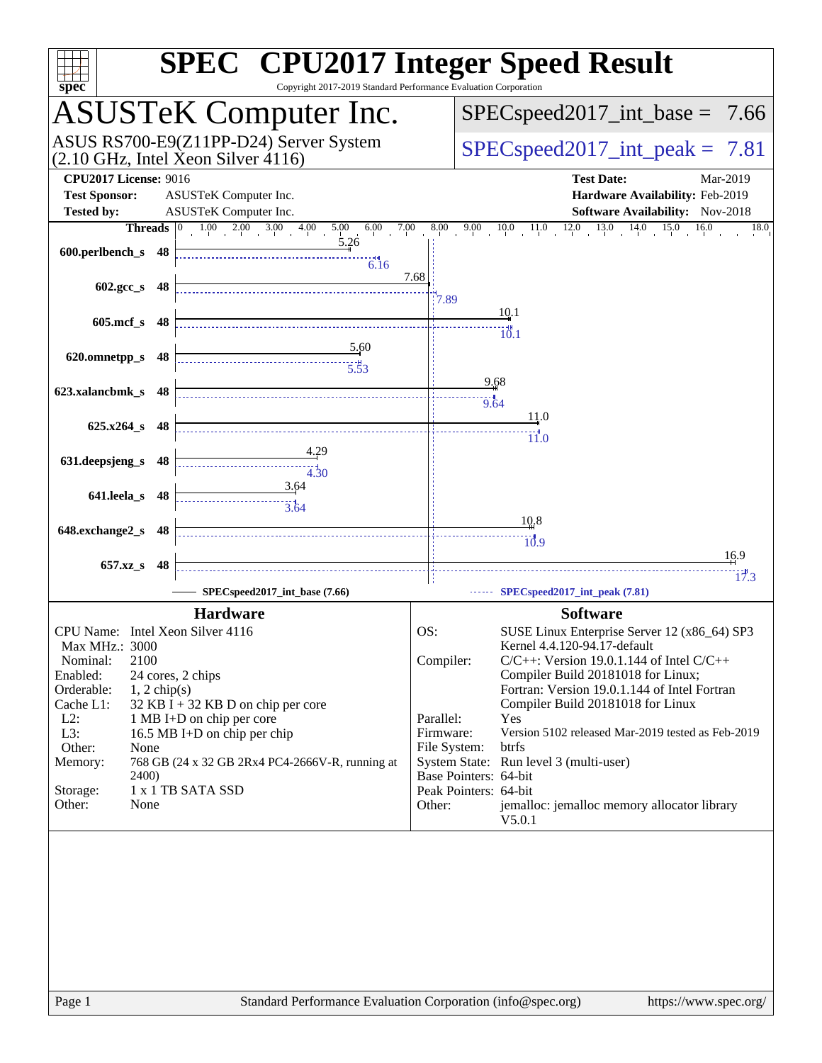# SPEC CPU2017 Integer Speed Result

Copyright 2017-2019 Standard Performance Evaluation Corporation

## ASUSTeK Computer Inc.

ASUS RS700-E9(Z11PP-D24) Server System (2.10 GHz, Intel Xeon Silver 4116)

**SPECspeed2017_int_base = 7.66**

**SPECspeed2017_int_peak = 7.81**

| | | | |
|---|---|---|---|
| **CPU2017 License:** | 9016 | **Test Date:** | Mar-2019 |
| **Test Sponsor:** | ASUSTeK Computer Inc. | **Hardware Availability:** | Feb-2019 |
| **Tested by:** | ASUSTeK Computer Inc. | **Software Availability:** | Nov-2018 |

| Benchmark | Threads | Base | Peak |
|---|---|---|---|
| 600.perlbench_s | 48 | 5.26 | 6.16 |
| 602.gcc_s | 48 | 7.68 | 7.89 |
| 605.mcf_s | 48 | 10.1 | 10.1 |
| 620.omnetpp_s | 48 | 5.60 | 5.53 |
| 623.xalancbmk_s | 48 | 9.68 | 9.64 |
| 625.x264_s | 48 | 11.0 | 11.0 |
| 631.deepsjeng_s | 48 | 4.29 | 4.30 |
| 641.leela_s | 48 | 3.64 | 3.64 |
| 648.exchange2_s | 48 | 10.8 | 10.9 |
| 657.xz_s | 48 | 16.9 | 17.3 |

SPECspeed2017_int_base (7.66) — SPECspeed2017_int_peak (7.81)

### Hardware

| | |
|---|---|
| CPU Name: | Intel Xeon Silver 4116 |
| Max MHz.: | 3000 |
| Nominal: | 2100 |
| Enabled: | 24 cores, 2 chips |
| Orderable: | 1, 2 chip(s) |
| Cache L1: | 32 KB I + 32 KB D on chip per core |
| L2: | 1 MB I+D on chip per core |
| L3: | 16.5 MB I+D on chip per chip |
| Other: | None |
| Memory: | 768 GB (24 x 32 GB 2Rx4 PC4-2666V-R, running at 2400) |
| Storage: | 1 x 1 TB SATA SSD |
| Other: | None |

### Software

| | |
|---|---|
| OS: | SUSE Linux Enterprise Server 12 (x86_64) SP3 Kernel 4.4.120-94.17-default |
| Compiler: | C/C++: Version 19.0.1.144 of Intel C/C++ Compiler Build 20181018 for Linux; Fortran: Version 19.0.1.144 of Intel Fortran Compiler Build 20181018 for Linux |
| Parallel: | Yes |
| Firmware: | Version 5102 released Mar-2019 tested as Feb-2019 |
| File System: | btrfs |
| System State: | Run level 3 (multi-user) |
| Base Pointers: | 64-bit |
| Peak Pointers: | 64-bit |
| Other: | jemalloc: jemalloc memory allocator library V5.0.1 |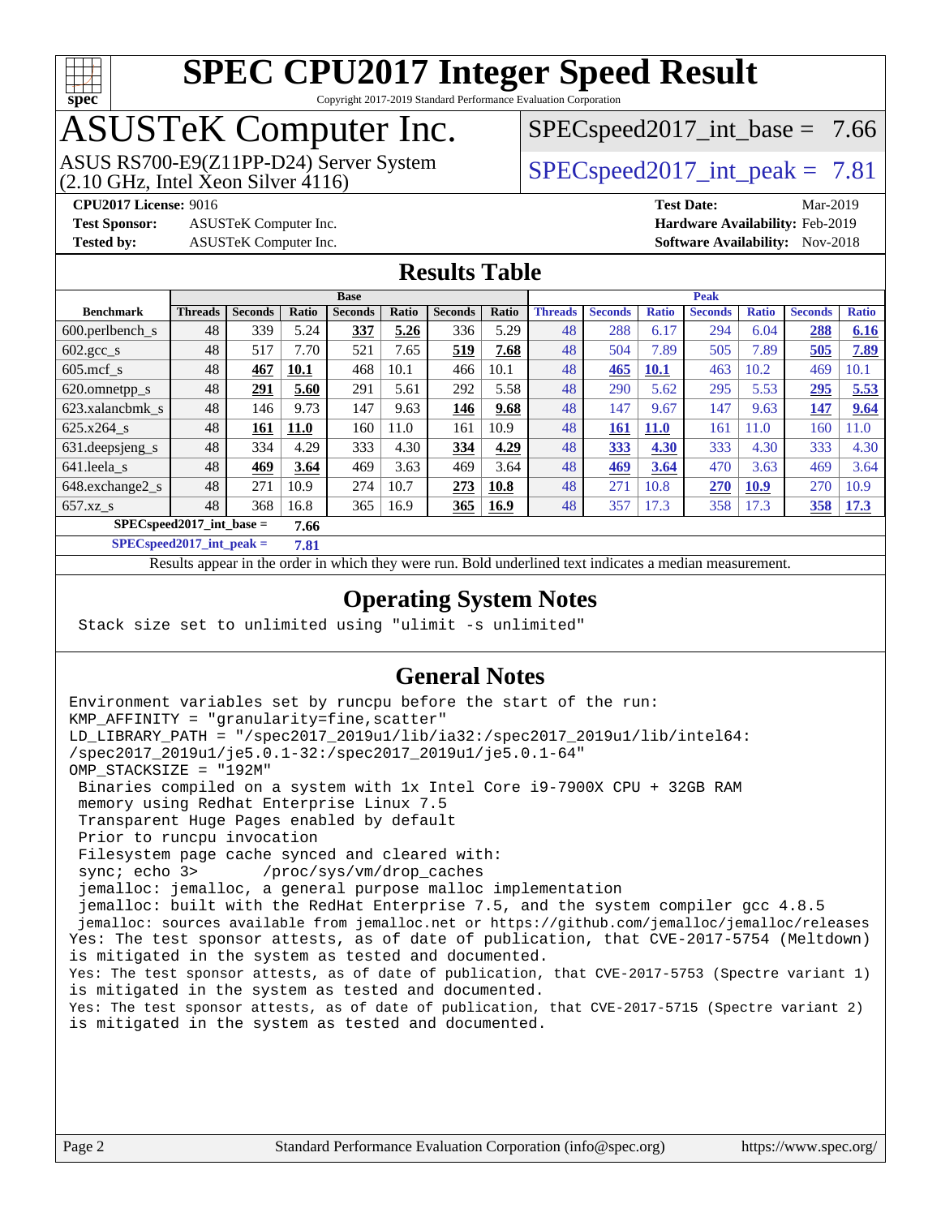# SPEC CPU2017 Integer Speed Result

Copyright 2017-2019 Standard Performance Evaluation Corporation

# ASUSTeK Computer Inc.

ASUS RS700-E9(Z11PP-D24) Server System
(2.10 GHz, Intel Xeon Silver 4116)

SPECspeed2017_int_base = 7.66

SPECspeed2017_int_peak = 7.81

**CPU2017 License:** 9016
**Test Sponsor:** ASUSTeK Computer Inc.
**Tested by:** ASUSTeK Computer Inc.

**Test Date:** Mar-2019
**Hardware Availability:** Feb-2019
**Software Availability:** Nov-2018

## Results Table

| | Base | | | | | | | Peak | | | | | | |
|---|---|---|---|---|---|---|---|---|---|---|---|---|---|---|
| **Benchmark** | **Threads** | **Seconds** | **Ratio** | **Seconds** | **Ratio** | **Seconds** | **Ratio** | **Threads** | **Seconds** | **Ratio** | **Seconds** | **Ratio** | **Seconds** | **Ratio** |
| 600.perlbench_s | 48 | 339 | 5.24 | **337** | **5.26** | 336 | 5.29 | 48 | 288 | 6.17 | 294 | 6.04 | **288** | **6.16** |
| 602.gcc_s | 48 | 517 | 7.70 | 521 | 7.65 | **519** | **7.68** | 48 | 504 | 7.89 | 505 | 7.89 | **505** | **7.89** |
| 605.mcf_s | 48 | **467** | **10.1** | 468 | 10.1 | 466 | 10.1 | 48 | **465** | **10.1** | 463 | 10.2 | 469 | 10.1 |
| 620.omnetpp_s | 48 | **291** | **5.60** | 291 | 5.61 | 292 | 5.58 | 48 | 290 | 5.62 | 295 | 5.53 | **295** | **5.53** |
| 623.xalancbmk_s | 48 | 146 | 9.73 | 147 | 9.63 | **146** | **9.68** | 48 | 147 | 9.67 | 147 | 9.63 | **147** | **9.64** |
| 625.x264_s | 48 | **161** | **11.0** | 160 | 11.0 | 161 | 10.9 | 48 | **161** | **11.0** | 161 | 11.0 | 160 | 11.0 |
| 631.deepsjeng_s | 48 | 334 | 4.29 | 333 | 4.30 | **334** | **4.29** | 48 | **333** | **4.30** | 333 | 4.30 | 333 | 4.30 |
| 641.leela_s | 48 | **469** | **3.64** | 469 | 3.63 | 469 | 3.64 | 48 | **469** | **3.64** | 470 | 3.63 | 469 | 3.64 |
| 648.exchange2_s | 48 | 271 | 10.9 | 274 | 10.7 | **273** | **10.8** | 48 | 271 | 10.8 | **270** | **10.9** | 270 | 10.9 |
| 657.xz_s | 48 | 368 | 16.8 | 365 | 16.9 | **365** | **16.9** | 48 | 357 | 17.3 | 358 | 17.3 | **358** | **17.3** |

**SPECspeed2017_int_base = 7.66**

**SPECspeed2017_int_peak = 7.81**

Results appear in the order in which they were run. Bold underlined text indicates a median measurement.

## Operating System Notes

```
Stack size set to unlimited using "ulimit -s unlimited"
```

## General Notes

```
Environment variables set by runcpu before the start of the run:
KMP_AFFINITY = "granularity=fine,scatter"
LD_LIBRARY_PATH = "/spec2017_2019u1/lib/ia32:/spec2017_2019u1/lib/intel64:
/spec2017_2019u1/je5.0.1-32:/spec2017_2019u1/je5.0.1-64"
OMP_STACKSIZE = "192M"
 Binaries compiled on a system with 1x Intel Core i9-7900X CPU + 32GB RAM
 memory using Redhat Enterprise Linux 7.5
 Transparent Huge Pages enabled by default
 Prior to runcpu invocation
 Filesystem page cache synced and cleared with:
 sync; echo 3>       /proc/sys/vm/drop_caches
 jemalloc: jemalloc, a general purpose malloc implementation
 jemalloc: built with the RedHat Enterprise 7.5, and the system compiler gcc 4.8.5
 jemalloc: sources available from jemalloc.net or https://github.com/jemalloc/jemalloc/releases
Yes: The test sponsor attests, as of date of publication, that CVE-2017-5754 (Meltdown)
is mitigated in the system as tested and documented.
Yes: The test sponsor attests, as of date of publication, that CVE-2017-5753 (Spectre variant 1)
is mitigated in the system as tested and documented.
Yes: The test sponsor attests, as of date of publication, that CVE-2017-5715 (Spectre variant 2)
is mitigated in the system as tested and documented.
```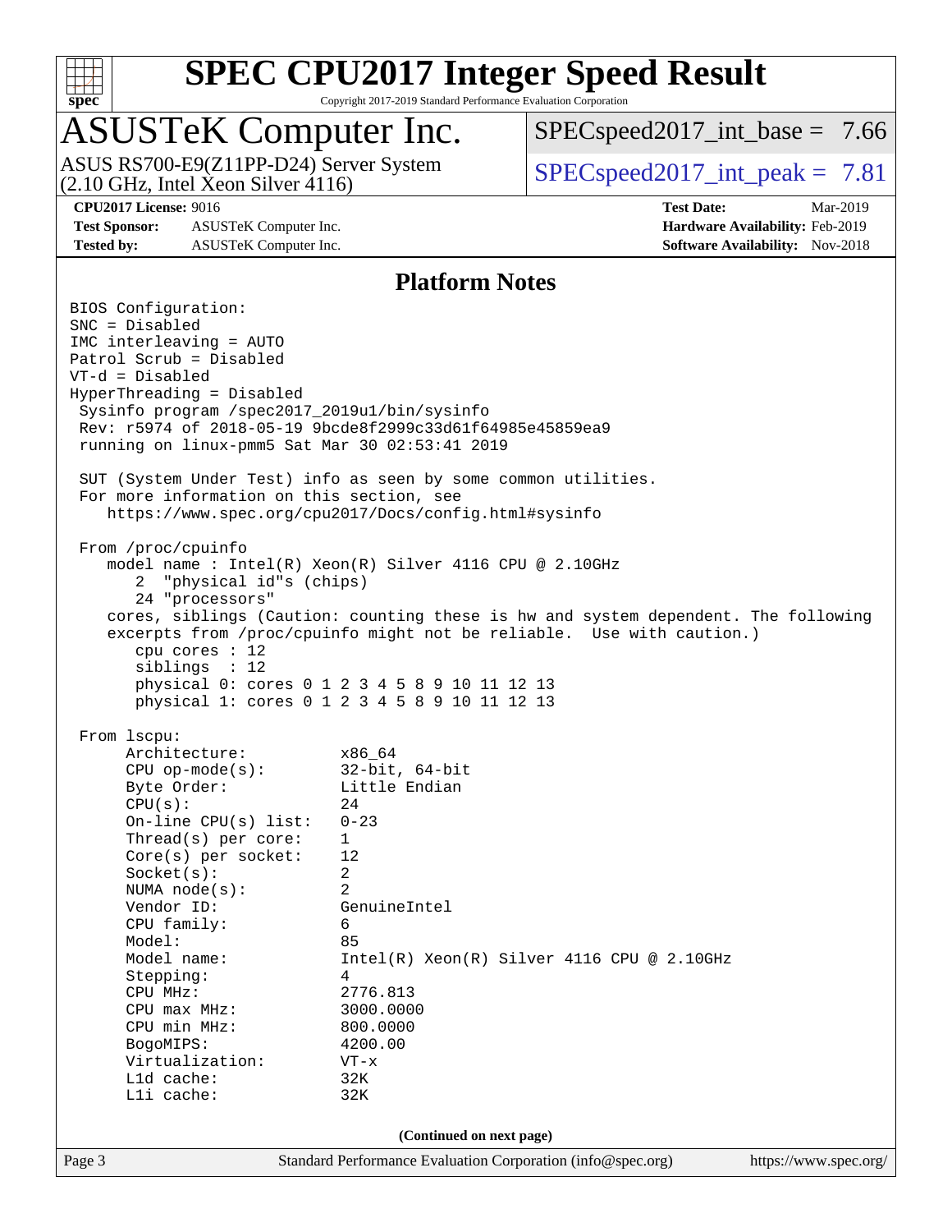## Platform Notes

```
BIOS Configuration:
SNC = Disabled
IMC interleaving = AUTO
Patrol Scrub = Disabled
VT-d = Disabled
HyperThreading = Disabled
 Sysinfo program /spec2017_2019u1/bin/sysinfo
 Rev: r5974 of 2018-05-19 9bcde8f2999c33d61f64985e45859ea9
 running on linux-pmm5 Sat Mar 30 02:53:41 2019

 SUT (System Under Test) info as seen by some common utilities.
 For more information on this section, see
    https://www.spec.org/cpu2017/Docs/config.html#sysinfo

 From /proc/cpuinfo
    model name : Intel(R) Xeon(R) Silver 4116 CPU @ 2.10GHz
       2  "physical id"s (chips)
       24 "processors"
    cores, siblings (Caution: counting these is hw and system dependent. The following
    excerpts from /proc/cpuinfo might not be reliable.  Use with caution.)
       cpu cores : 12
       siblings  : 12
       physical 0: cores 0 1 2 3 4 5 8 9 10 11 12 13
       physical 1: cores 0 1 2 3 4 5 8 9 10 11 12 13

 From lscpu:
      Architecture:          x86_64
      CPU op-mode(s):        32-bit, 64-bit
      Byte Order:            Little Endian
      CPU(s):                24
      On-line CPU(s) list:   0-23
      Thread(s) per core:    1
      Core(s) per socket:    12
      Socket(s):             2
      NUMA node(s):          2
      Vendor ID:             GenuineIntel
      CPU family:            6
      Model:                 85
      Model name:            Intel(R) Xeon(R) Silver 4116 CPU @ 2.10GHz
      Stepping:              4
      CPU MHz:               2776.813
      CPU max MHz:           3000.0000
      CPU min MHz:           800.0000
      BogoMIPS:              4200.00
      Virtualization:        VT-x
      L1d cache:             32K
      L1i cache:             32K
```

(Continued on next page)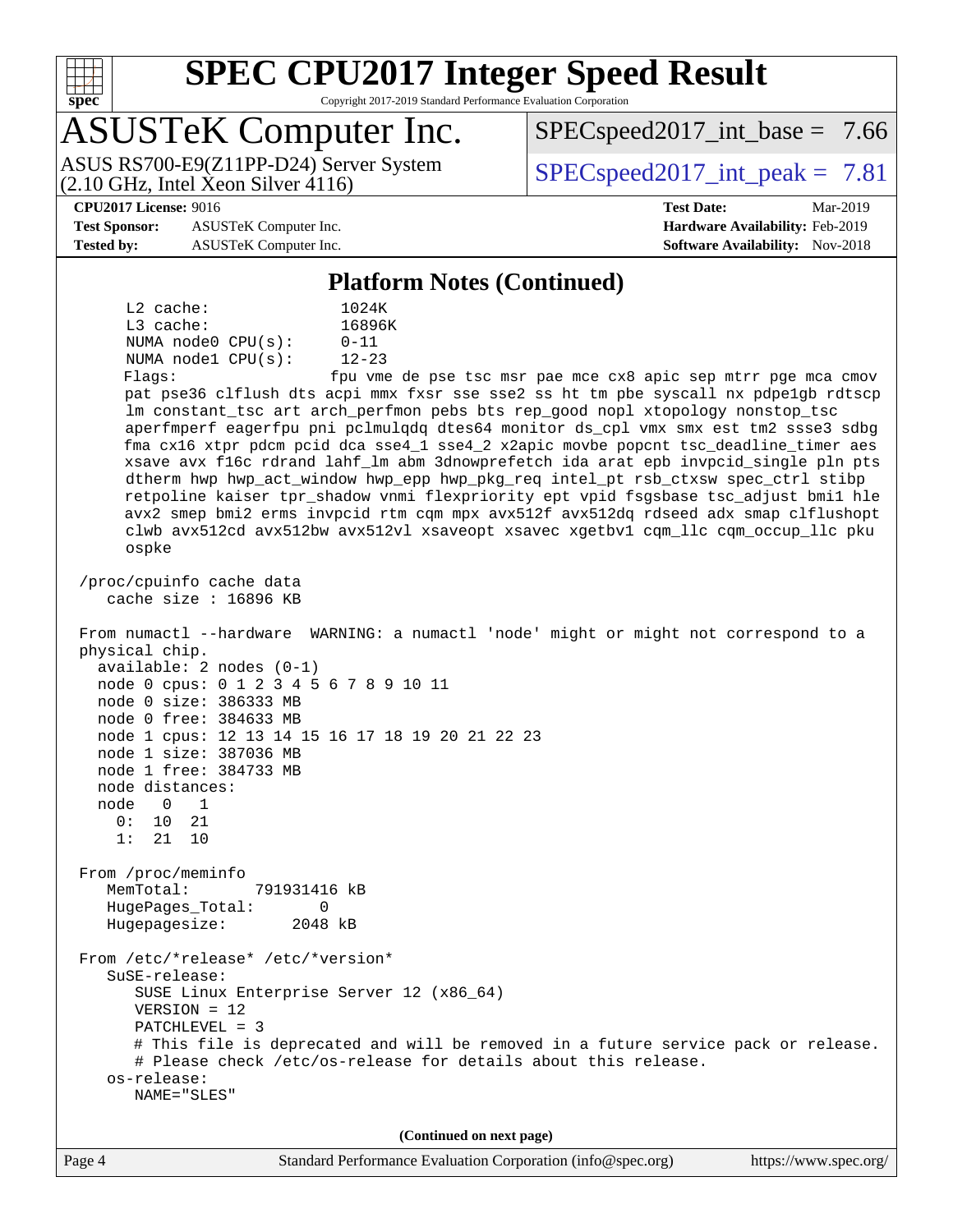## Platform Notes (Continued)

```
     L2 cache:              1024K
     L3 cache:              16896K
     NUMA node0 CPU(s):     0-11
     NUMA node1 CPU(s):     12-23
     Flags:                 fpu vme de pse tsc msr pae mce cx8 apic sep mtrr pge mca cmov
     pat pse36 clflush dts acpi mmx fxsr sse sse2 ss ht tm pbe syscall nx pdpe1gb rdtscp
     lm constant_tsc art arch_perfmon pebs bts rep_good nopl xtopology nonstop_tsc
     aperfmperf eagerfpu pni pclmulqdq dtes64 monitor ds_cpl vmx smx est tm2 ssse3 sdbg
     fma cx16 xtpr pdcm pcid dca sse4_1 sse4_2 x2apic movbe popcnt tsc_deadline_timer aes
     xsave avx f16c rdrand lahf_lm abm 3dnowprefetch ida arat epb invpcid_single pln pts
     dtherm hwp hwp_act_window hwp_epp hwp_pkg_req intel_pt rsb_ctxsw spec_ctrl stibp
     retpoline kaiser tpr_shadow vnmi flexpriority ept vpid fsgsbase tsc_adjust bmi1 hle
     avx2 smep bmi2 erms invpcid rtm cqm mpx avx512f avx512dq rdseed adx smap clflushopt
     clwb avx512cd avx512bw avx512vl xsaveopt xsavec xgetbv1 cqm_llc cqm_occup_llc pku
     ospke

 /proc/cpuinfo cache data
    cache size : 16896 KB

 From numactl --hardware  WARNING: a numactl 'node' might or might not correspond to a
 physical chip.
   available: 2 nodes (0-1)
   node 0 cpus: 0 1 2 3 4 5 6 7 8 9 10 11
   node 0 size: 386333 MB
   node 0 free: 384633 MB
   node 1 cpus: 12 13 14 15 16 17 18 19 20 21 22 23
   node 1 size: 387036 MB
   node 1 free: 384733 MB
   node distances:
   node   0   1
     0:  10  21
     1:  21  10

 From /proc/meminfo
    MemTotal:       791931416 kB
    HugePages_Total:       0
    Hugepagesize:       2048 kB

 From /etc/*release* /etc/*version*
    SuSE-release:
       SUSE Linux Enterprise Server 12 (x86_64)
       VERSION = 12
       PATCHLEVEL = 3
       # This file is deprecated and will be removed in a future service pack or release.
       # Please check /etc/os-release for details about this release.
    os-release:
       NAME="SLES"
```

(Continued on next page)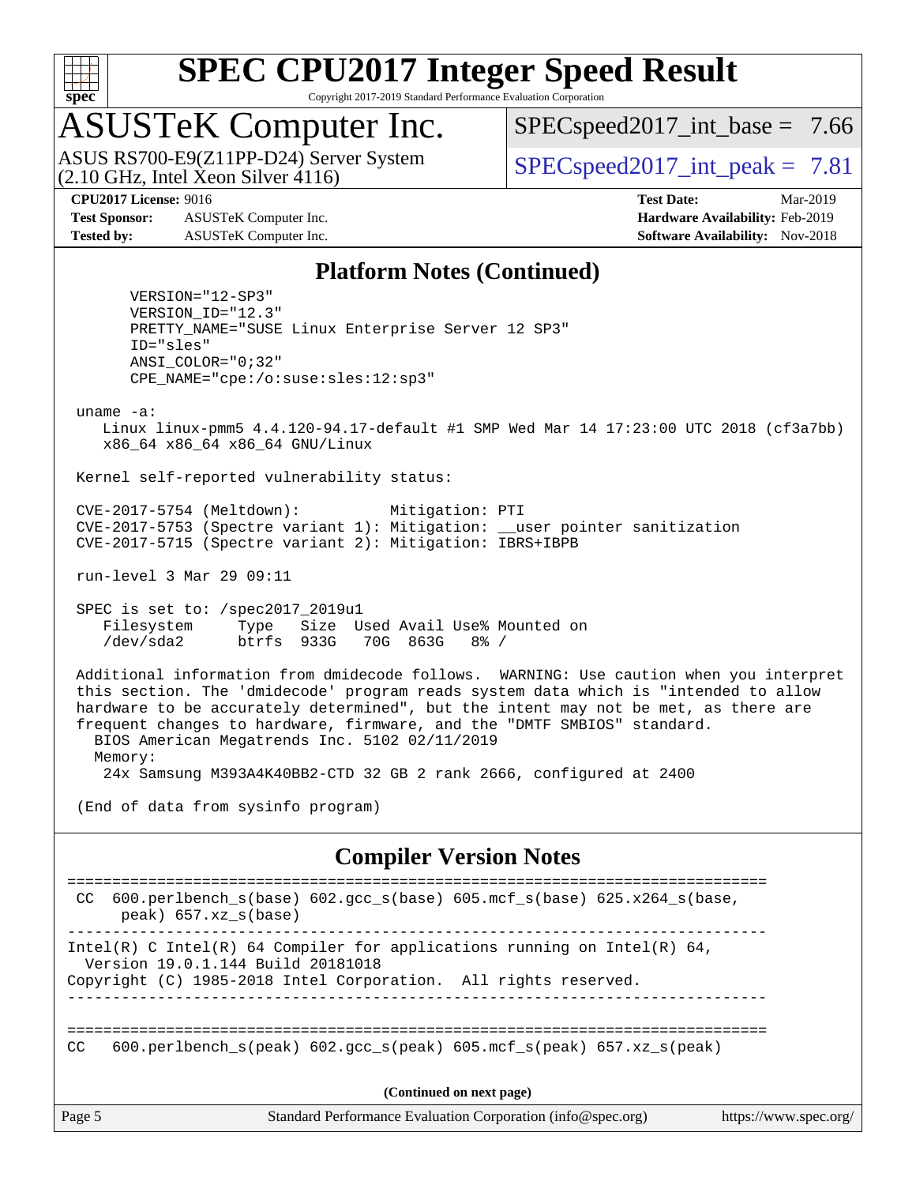## Platform Notes (Continued)

```
      VERSION="12-SP3"
      VERSION_ID="12.3"
      PRETTY_NAME="SUSE Linux Enterprise Server 12 SP3"
      ID="sles"
      ANSI_COLOR="0;32"
      CPE_NAME="cpe:/o:suse:sles:12:sp3"

 uname -a:
    Linux linux-pmm5 4.4.120-94.17-default #1 SMP Wed Mar 14 17:23:00 UTC 2018 (cf3a7bb)
    x86_64 x86_64 x86_64 GNU/Linux

 Kernel self-reported vulnerability status:

 CVE-2017-5754 (Meltdown):          Mitigation: PTI
 CVE-2017-5753 (Spectre variant 1): Mitigation: __user pointer sanitization
 CVE-2017-5715 (Spectre variant 2): Mitigation: IBRS+IBPB

 run-level 3 Mar 29 09:11

 SPEC is set to: /spec2017_2019u1
    Filesystem     Type   Size  Used Avail Use% Mounted on
    /dev/sda2      btrfs  933G   70G  863G   8% /

 Additional information from dmidecode follows.  WARNING: Use caution when you interpret
 this section. The 'dmidecode' program reads system data which is "intended to allow
 hardware to be accurately determined", but the intent may not be met, as there are
 frequent changes to hardware, firmware, and the "DMTF SMBIOS" standard.
   BIOS American Megatrends Inc. 5102 02/11/2019
   Memory:
    24x Samsung M393A4K40BB2-CTD 32 GB 2 rank 2666, configured at 2400

 (End of data from sysinfo program)
```

## Compiler Version Notes

```
==============================================================================
 CC  600.perlbench_s(base) 602.gcc_s(base) 605.mcf_s(base) 625.x264_s(base,
      peak) 657.xz_s(base)
------------------------------------------------------------------------------
Intel(R) C Intel(R) 64 Compiler for applications running on Intel(R) 64,
  Version 19.0.1.144 Build 20181018
Copyright (C) 1985-2018 Intel Corporation.  All rights reserved.
------------------------------------------------------------------------------

==============================================================================
CC   600.perlbench_s(peak) 602.gcc_s(peak) 605.mcf_s(peak) 657.xz_s(peak)
```

(Continued on next page)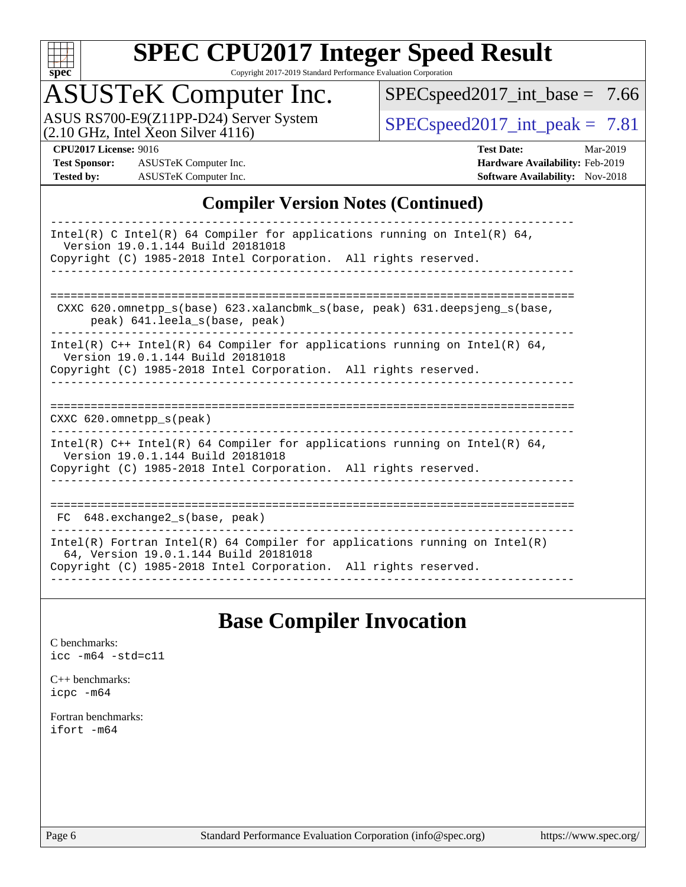## Compiler Version Notes (Continued)

```
------------------------------------------------------------------------------
Intel(R) C Intel(R) 64 Compiler for applications running on Intel(R) 64,
  Version 19.0.1.144 Build 20181018
Copyright (C) 1985-2018 Intel Corporation.  All rights reserved.
------------------------------------------------------------------------------

==============================================================================
 CXXC 620.omnetpp_s(base) 623.xalancbmk_s(base, peak) 631.deepsjeng_s(base,
      peak) 641.leela_s(base, peak)
------------------------------------------------------------------------------
Intel(R) C++ Intel(R) 64 Compiler for applications running on Intel(R) 64,
  Version 19.0.1.144 Build 20181018
Copyright (C) 1985-2018 Intel Corporation.  All rights reserved.
------------------------------------------------------------------------------

==============================================================================
CXXC 620.omnetpp_s(peak)
------------------------------------------------------------------------------
Intel(R) C++ Intel(R) 64 Compiler for applications running on Intel(R) 64,
  Version 19.0.1.144 Build 20181018
Copyright (C) 1985-2018 Intel Corporation.  All rights reserved.
------------------------------------------------------------------------------

==============================================================================
 FC  648.exchange2_s(base, peak)
------------------------------------------------------------------------------
Intel(R) Fortran Intel(R) 64 Compiler for applications running on Intel(R)
  64, Version 19.0.1.144 Build 20181018
Copyright (C) 1985-2018 Intel Corporation.  All rights reserved.
------------------------------------------------------------------------------
```

## Base Compiler Invocation

C benchmarks:
`icc -m64 -std=c11`

C++ benchmarks:
`icpc -m64`

Fortran benchmarks:
`ifort -m64`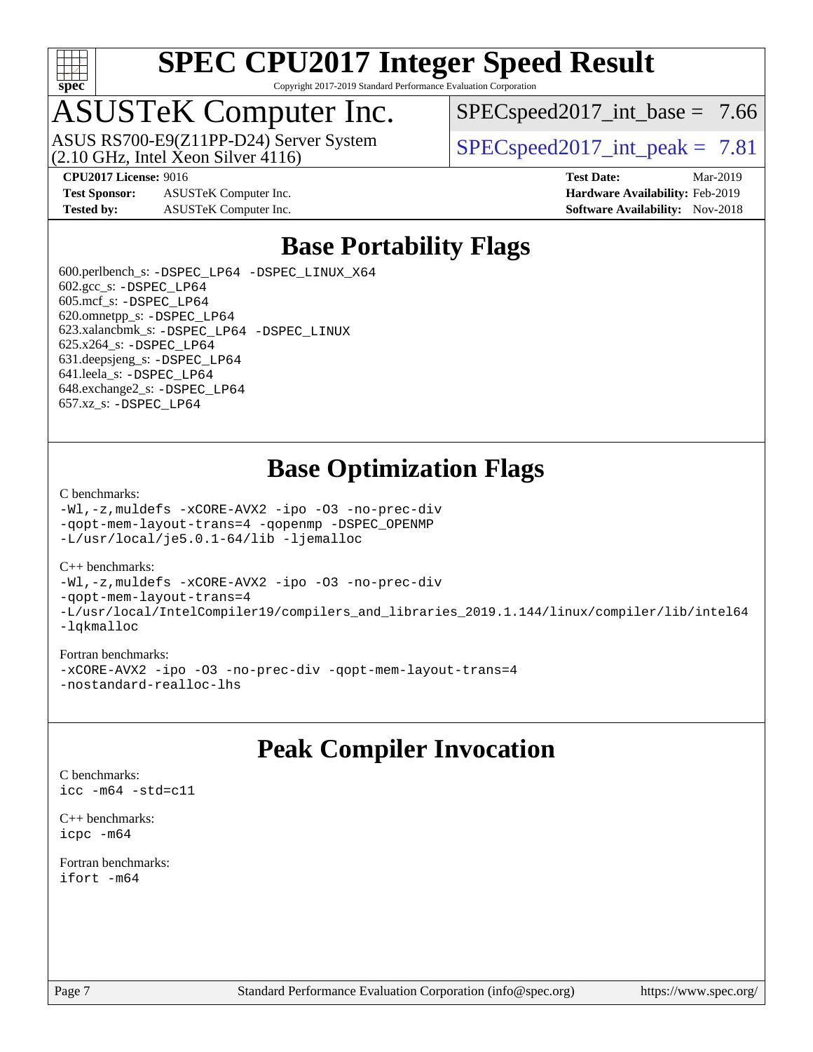# SPEC CPU2017 Integer Speed Result

Copyright 2017-2019 Standard Performance Evaluation Corporation

## ASUSTeK Computer Inc.

ASUS RS700-E9(Z11PP-D24) Server System (2.10 GHz, Intel Xeon Silver 4116)

SPECspeed2017_int_base = 7.66

SPECspeed2017_int_peak = 7.81

**CPU2017 License:** 9016
**Test Sponsor:** ASUSTeK Computer Inc.
**Tested by:** ASUSTeK Computer Inc.

**Test Date:** Mar-2019
**Hardware Availability:** Feb-2019
**Software Availability:** Nov-2018

## Base Portability Flags

600.perlbench_s: `-DSPEC_LP64 -DSPEC_LINUX_X64`
602.gcc_s: `-DSPEC_LP64`
605.mcf_s: `-DSPEC_LP64`
620.omnetpp_s: `-DSPEC_LP64`
623.xalancbmk_s: `-DSPEC_LP64 -DSPEC_LINUX`
625.x264_s: `-DSPEC_LP64`
631.deepsjeng_s: `-DSPEC_LP64`
641.leela_s: `-DSPEC_LP64`
648.exchange2_s: `-DSPEC_LP64`
657.xz_s: `-DSPEC_LP64`

## Base Optimization Flags

C benchmarks:

```
-Wl,-z,muldefs -xCORE-AVX2 -ipo -O3 -no-prec-div
-qopt-mem-layout-trans=4 -qopenmp -DSPEC_OPENMP
-L/usr/local/je5.0.1-64/lib -ljemalloc
```

C++ benchmarks:

```
-Wl,-z,muldefs -xCORE-AVX2 -ipo -O3 -no-prec-div
-qopt-mem-layout-trans=4
-L/usr/local/IntelCompiler19/compilers_and_libraries_2019.1.144/linux/compiler/lib/intel64
-lqkmalloc
```

Fortran benchmarks:

```
-xCORE-AVX2 -ipo -O3 -no-prec-div -qopt-mem-layout-trans=4
-nostandard-realloc-lhs
```

## Peak Compiler Invocation

C benchmarks:

```
icc -m64 -std=c11
```

C++ benchmarks:

```
icpc -m64
```

Fortran benchmarks:

```
ifort -m64
```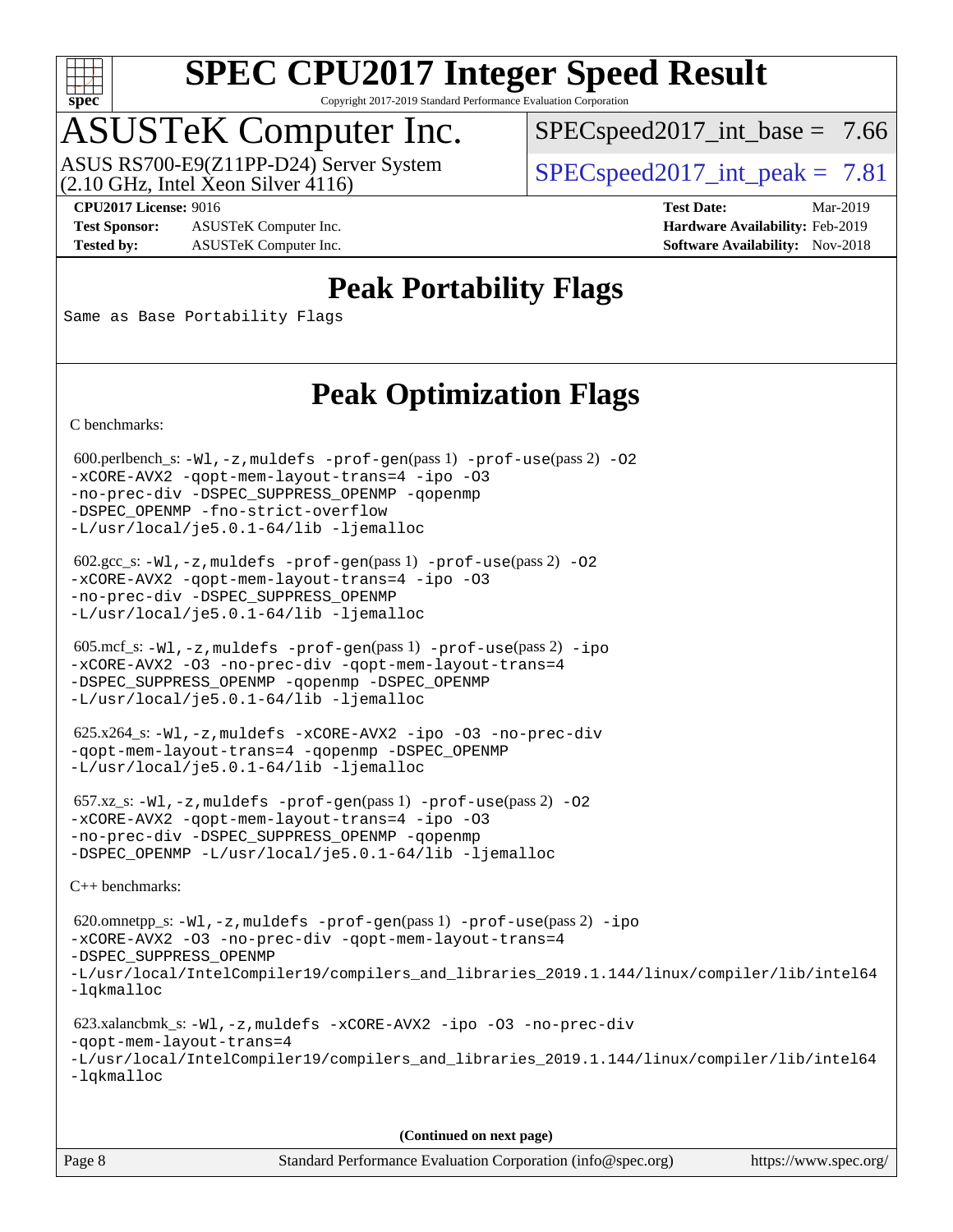# SPEC CPU2017 Integer Speed Result

Copyright 2017-2019 Standard Performance Evaluation Corporation

# ASUSTeK Computer Inc.

ASUS RS700-E9(Z11PP-D24) Server System
(2.10 GHz, Intel Xeon Silver 4116)

SPECspeed2017_int_base = 7.66

SPECspeed2017_int_peak = 7.81

**CPU2017 License:** 9016
**Test Sponsor:** ASUSTeK Computer Inc.
**Tested by:** ASUSTeK Computer Inc.

**Test Date:** Mar-2019
**Hardware Availability:** Feb-2019
**Software Availability:** Nov-2018

## Peak Portability Flags

Same as Base Portability Flags

## Peak Optimization Flags

C benchmarks:

600.perlbench_s: -Wl,-z,muldefs -prof-gen(pass 1) -prof-use(pass 2) -O2 -xCORE-AVX2 -qopt-mem-layout-trans=4 -ipo -O3 -no-prec-div -DSPEC_SUPPRESS_OPENMP -qopenmp -DSPEC_OPENMP -fno-strict-overflow -L/usr/local/je5.0.1-64/lib -ljemalloc

602.gcc_s: -Wl,-z,muldefs -prof-gen(pass 1) -prof-use(pass 2) -O2 -xCORE-AVX2 -qopt-mem-layout-trans=4 -ipo -O3 -no-prec-div -DSPEC_SUPPRESS_OPENMP -L/usr/local/je5.0.1-64/lib -ljemalloc

605.mcf_s: -Wl,-z,muldefs -prof-gen(pass 1) -prof-use(pass 2) -ipo -xCORE-AVX2 -O3 -no-prec-div -qopt-mem-layout-trans=4 -DSPEC_SUPPRESS_OPENMP -qopenmp -DSPEC_OPENMP -L/usr/local/je5.0.1-64/lib -ljemalloc

625.x264_s: -Wl,-z,muldefs -xCORE-AVX2 -ipo -O3 -no-prec-div -qopt-mem-layout-trans=4 -qopenmp -DSPEC_OPENMP -L/usr/local/je5.0.1-64/lib -ljemalloc

657.xz_s: -Wl,-z,muldefs -prof-gen(pass 1) -prof-use(pass 2) -O2 -xCORE-AVX2 -qopt-mem-layout-trans=4 -ipo -O3 -no-prec-div -DSPEC_SUPPRESS_OPENMP -qopenmp -DSPEC_OPENMP -L/usr/local/je5.0.1-64/lib -ljemalloc

C++ benchmarks:

620.omnetpp_s: -Wl,-z,muldefs -prof-gen(pass 1) -prof-use(pass 2) -ipo -xCORE-AVX2 -O3 -no-prec-div -qopt-mem-layout-trans=4 -DSPEC_SUPPRESS_OPENMP -L/usr/local/IntelCompiler19/compilers_and_libraries_2019.1.144/linux/compiler/lib/intel64 -lqkmalloc

623.xalancbmk_s: -Wl,-z,muldefs -xCORE-AVX2 -ipo -O3 -no-prec-div -qopt-mem-layout-trans=4 -L/usr/local/IntelCompiler19/compilers_and_libraries_2019.1.144/linux/compiler/lib/intel64 -lqkmalloc

**(Continued on next page)**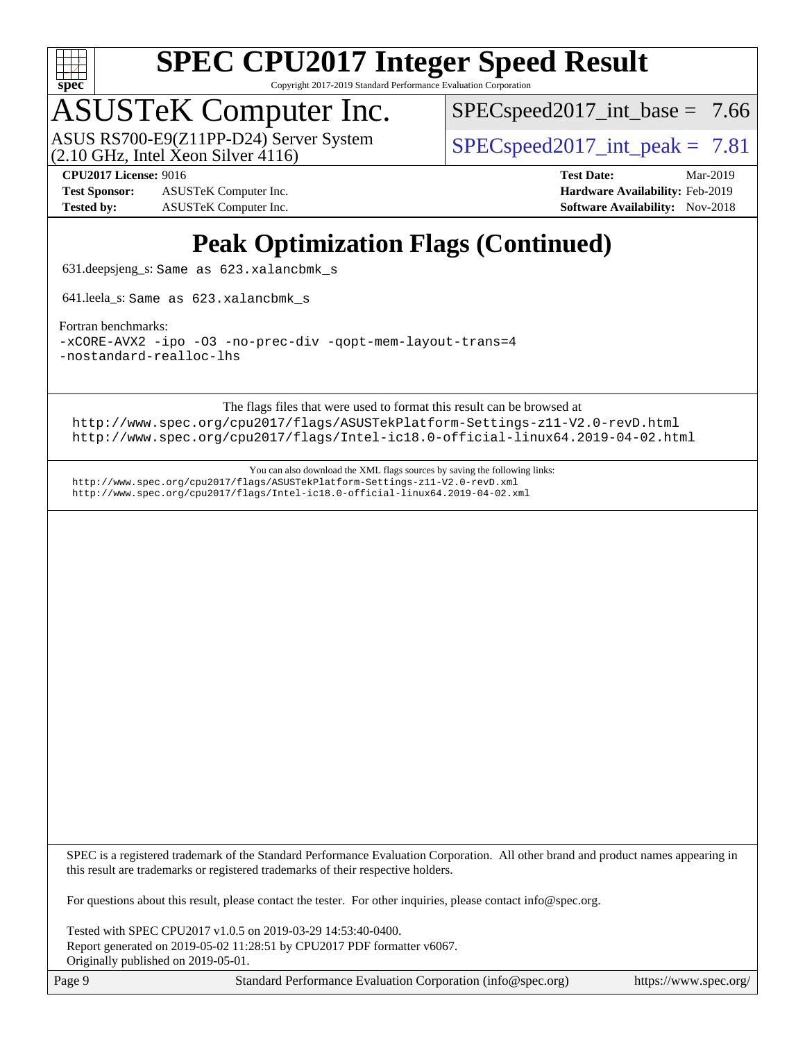# Peak Optimization Flags (Continued)

631.deepsjeng_s: Same as 623.xalancbmk_s

641.leela_s: Same as 623.xalancbmk_s

Fortran benchmarks:

-xCORE-AVX2 -ipo -O3 -no-prec-div -qopt-mem-layout-trans=4 -nostandard-realloc-lhs

The flags files that were used to format this result can be browsed at

http://www.spec.org/cpu2017/flags/ASUSTekPlatform-Settings-z11-V2.0-revD.html
http://www.spec.org/cpu2017/flags/Intel-ic18.0-official-linux64.2019-04-02.html

You can also download the XML flags sources by saving the following links:

http://www.spec.org/cpu2017/flags/ASUSTekPlatform-Settings-z11-V2.0-revD.xml
http://www.spec.org/cpu2017/flags/Intel-ic18.0-official-linux64.2019-04-02.xml

SPEC is a registered trademark of the Standard Performance Evaluation Corporation. All other brand and product names appearing in this result are trademarks or registered trademarks of their respective holders.

For questions about this result, please contact the tester. For other inquiries, please contact info@spec.org.

Tested with SPEC CPU2017 v1.0.5 on 2019-03-29 14:53:40-0400.
Report generated on 2019-05-02 11:28:51 by CPU2017 PDF formatter v6067.
Originally published on 2019-05-01.